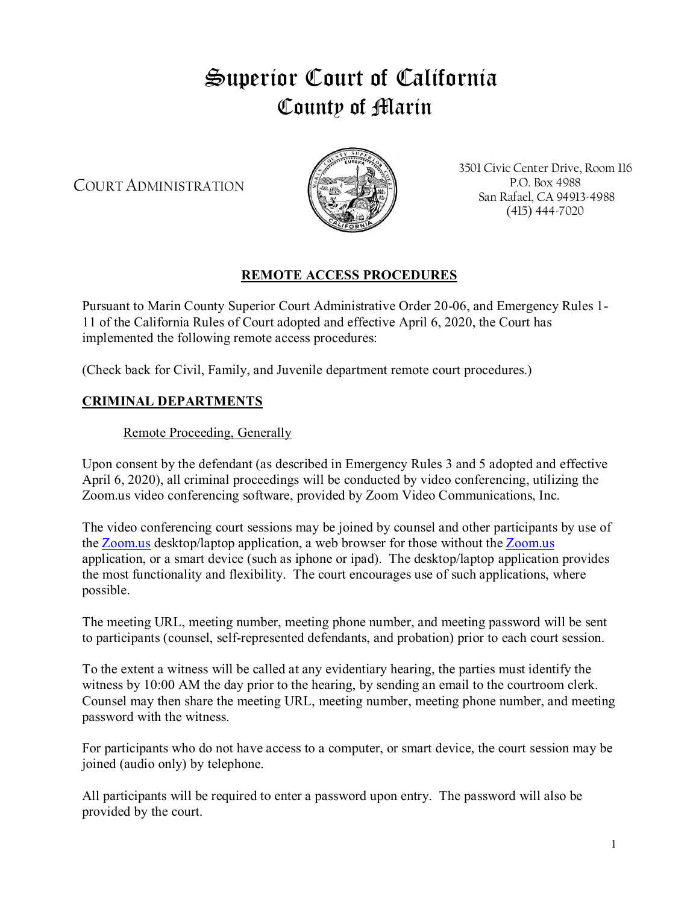# Superior Court of California
# County of Marin

COURT ADMINISTRATION

3501 Civic Center Drive, Room 116
P.O. Box 4988
San Rafael, CA 94913-4988
(415) 444-7020

## REMOTE ACCESS PROCEDURES

Pursuant to Marin County Superior Court Administrative Order 20-06, and Emergency Rules 1-11 of the California Rules of Court adopted and effective April 6, 2020, the Court has implemented the following remote access procedures:

(Check back for Civil, Family, and Juvenile department remote court procedures.)

## CRIMINAL DEPARTMENTS

### Remote Proceeding, Generally

Upon consent by the defendant (as described in Emergency Rules 3 and 5 adopted and effective April 6, 2020), all criminal proceedings will be conducted by video conferencing, utilizing the Zoom.us video conferencing software, provided by Zoom Video Communications, Inc.

The video conferencing court sessions may be joined by counsel and other participants by use of the Zoom.us desktop/laptop application, a web browser for those without the Zoom.us application, or a smart device (such as iphone or ipad). The desktop/laptop application provides the most functionality and flexibility. The court encourages use of such applications, where possible.

The meeting URL, meeting number, meeting phone number, and meeting password will be sent to participants (counsel, self-represented defendants, and probation) prior to each court session.

To the extent a witness will be called at any evidentiary hearing, the parties must identify the witness by 10:00 AM the day prior to the hearing, by sending an email to the courtroom clerk. Counsel may then share the meeting URL, meeting number, meeting phone number, and meeting password with the witness.

For participants who do not have access to a computer, or smart device, the court session may be joined (audio only) by telephone.

All participants will be required to enter a password upon entry. The password will also be provided by the court.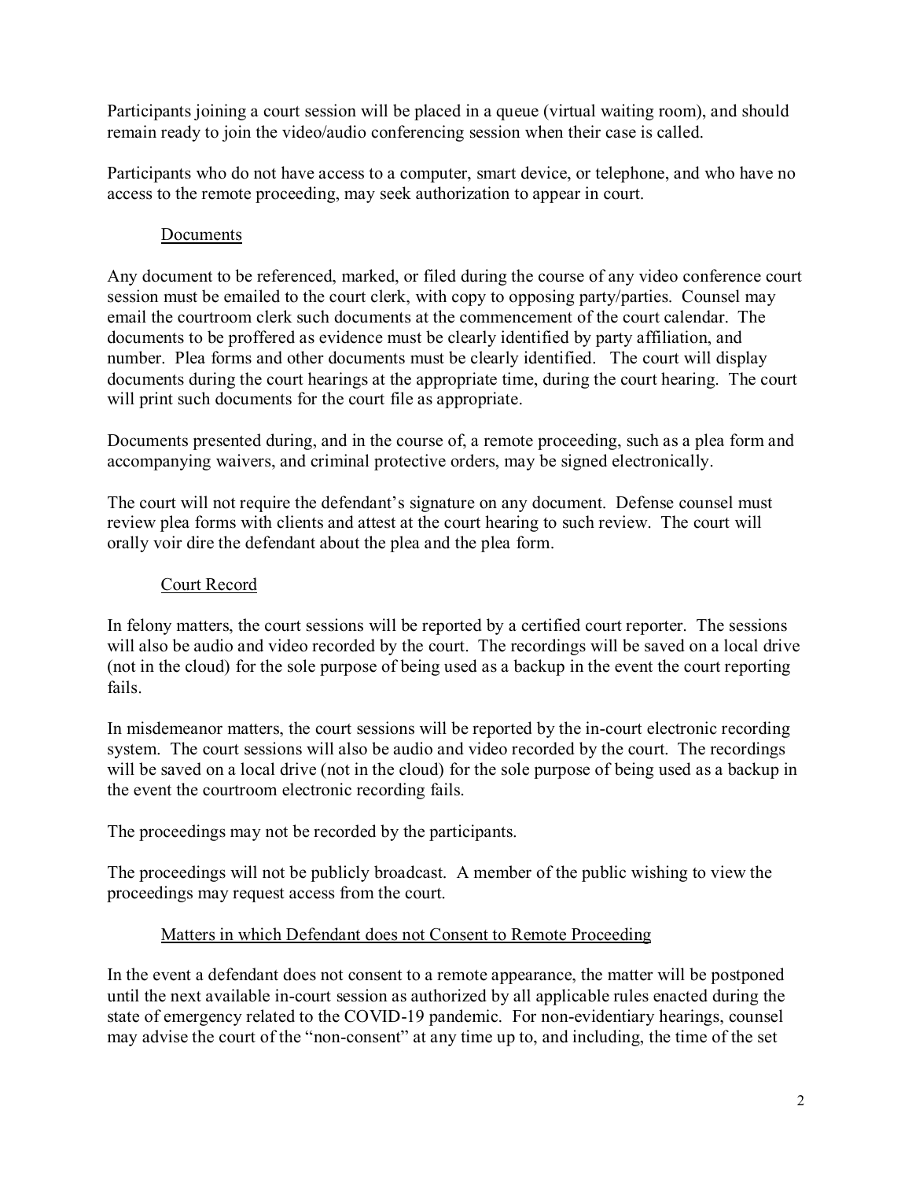Participants joining a court session will be placed in a queue (virtual waiting room), and should remain ready to join the video/audio conferencing session when their case is called.

Participants who do not have access to a computer, smart device, or telephone, and who have no access to the remote proceeding, may seek authorization to appear in court.

### Documents

Any document to be referenced, marked, or filed during the course of any video conference court session must be emailed to the court clerk, with copy to opposing party/parties. Counsel may email the courtroom clerk such documents at the commencement of the court calendar. The documents to be proffered as evidence must be clearly identified by party affiliation, and number. Plea forms and other documents must be clearly identified. The court will display documents during the court hearings at the appropriate time, during the court hearing. The court will print such documents for the court file as appropriate.

Documents presented during, and in the course of, a remote proceeding, such as a plea form and accompanying waivers, and criminal protective orders, may be signed electronically.

The court will not require the defendant's signature on any document. Defense counsel must review plea forms with clients and attest at the court hearing to such review. The court will orally voir dire the defendant about the plea and the plea form.

### Court Record

In felony matters, the court sessions will be reported by a certified court reporter. The sessions will also be audio and video recorded by the court. The recordings will be saved on a local drive (not in the cloud) for the sole purpose of being used as a backup in the event the court reporting fails.

In misdemeanor matters, the court sessions will be reported by the in-court electronic recording system. The court sessions will also be audio and video recorded by the court. The recordings will be saved on a local drive (not in the cloud) for the sole purpose of being used as a backup in the event the courtroom electronic recording fails.

The proceedings may not be recorded by the participants.

The proceedings will not be publicly broadcast. A member of the public wishing to view the proceedings may request access from the court.

### Matters in which Defendant does not Consent to Remote Proceeding

In the event a defendant does not consent to a remote appearance, the matter will be postponed until the next available in-court session as authorized by all applicable rules enacted during the state of emergency related to the COVID-19 pandemic. For non-evidentiary hearings, counsel may advise the court of the "non-consent" at any time up to, and including, the time of the set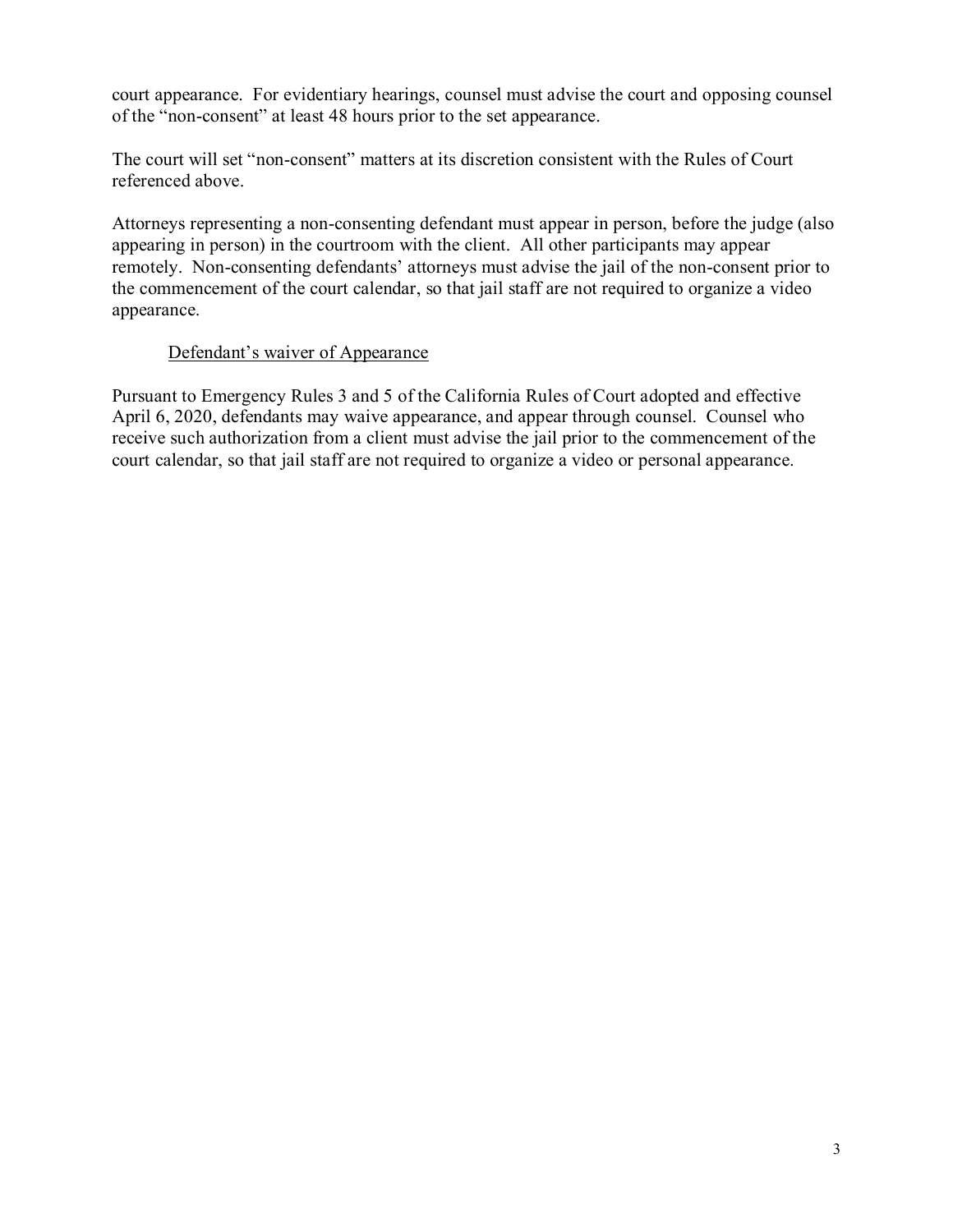court appearance. For evidentiary hearings, counsel must advise the court and opposing counsel of the "non-consent" at least 48 hours prior to the set appearance.

The court will set "non-consent" matters at its discretion consistent with the Rules of Court referenced above.

Attorneys representing a non-consenting defendant must appear in person, before the judge (also appearing in person) in the courtroom with the client. All other participants may appear remotely. Non-consenting defendants' attorneys must advise the jail of the non-consent prior to the commencement of the court calendar, so that jail staff are not required to organize a video appearance.

Defendant's waiver of Appearance

Pursuant to Emergency Rules 3 and 5 of the California Rules of Court adopted and effective April 6, 2020, defendants may waive appearance, and appear through counsel. Counsel who receive such authorization from a client must advise the jail prior to the commencement of the court calendar, so that jail staff are not required to organize a video or personal appearance.